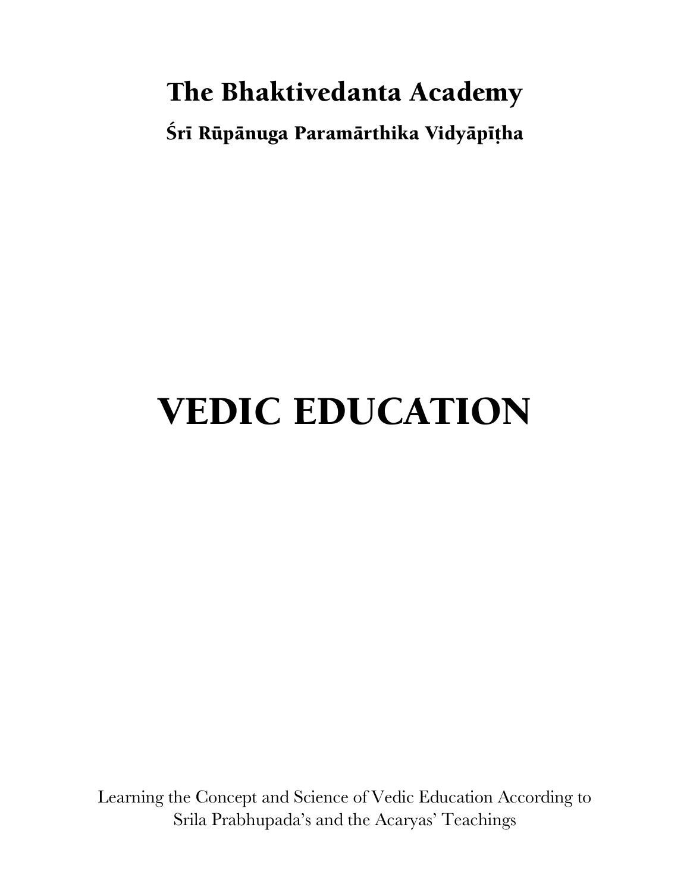# The Bhaktivedanta Academy

**Śrī Rūpānuga Paramārthika Vidyāpīṭha**

# VEDIC EDUCATION

Learning the Concept and Science of Vedic Education According to Srila Prabhupada's and the Acaryas' Teachings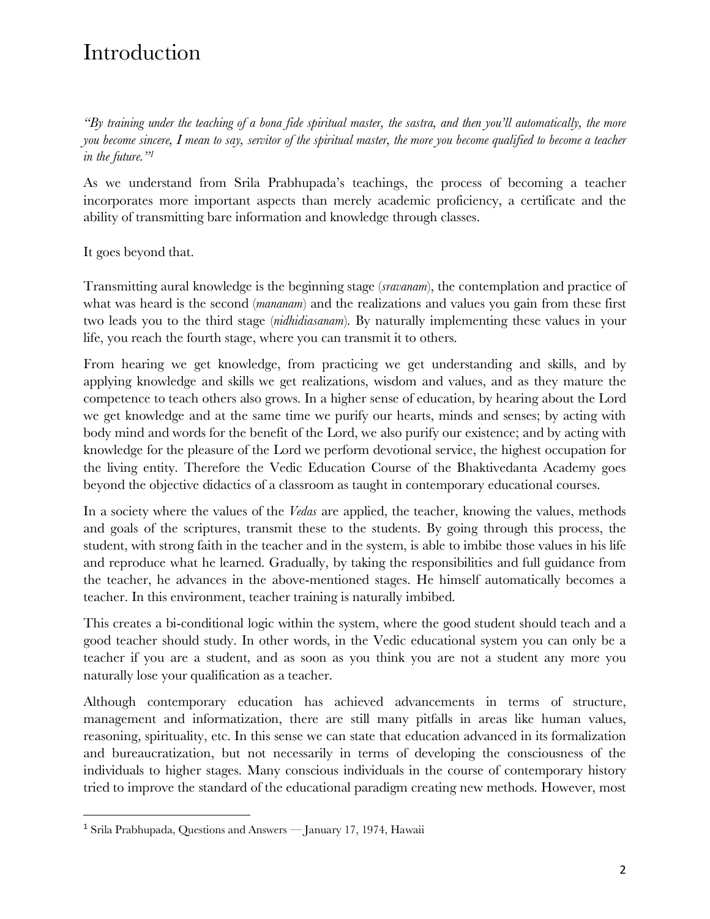# Introduction

*"By training under the teaching of a bona fide spiritual master, the sastra, and then you'll automatically, the more you become sincere, I mean to say, servitor of the spiritual master, the more you become qualified to become a teacher in the future."*[1]

As we understand from Srila Prabhupada's teachings, the process of becoming a teacher incorporates more important aspects than merely academic proficiency, a certificate and the ability of transmitting bare information and knowledge through classes.

It goes beyond that.

Transmitting aural knowledge is the beginning stage (*sravanam*), the contemplation and practice of what was heard is the second (*mananam*) and the realizations and values you gain from these first two leads you to the third stage (*nidhidiasanam*). By naturally implementing these values in your life, you reach the fourth stage, where you can transmit it to others.

From hearing we get knowledge, from practicing we get understanding and skills, and by applying knowledge and skills we get realizations, wisdom and values, and as they mature the competence to teach others also grows. In a higher sense of education, by hearing about the Lord we get knowledge and at the same time we purify our hearts, minds and senses; by acting with body mind and words for the benefit of the Lord, we also purify our existence; and by acting with knowledge for the pleasure of the Lord we perform devotional service, the highest occupation for the living entity. Therefore the Vedic Education Course of the Bhaktivedanta Academy goes beyond the objective didactics of a classroom as taught in contemporary educational courses.

In a society where the values of the *Vedas* are applied, the teacher, knowing the values, methods and goals of the scriptures, transmit these to the students. By going through this process, the student, with strong faith in the teacher and in the system, is able to imbibe those values in his life and reproduce what he learned. Gradually, by taking the responsibilities and full guidance from the teacher, he advances in the above-mentioned stages. He himself automatically becomes a teacher. In this environment, teacher training is naturally imbibed.

This creates a bi-conditional logic within the system, where the good student should teach and a good teacher should study. In other words, in the Vedic educational system you can only be a teacher if you are a student, and as soon as you think you are not a student any more you naturally lose your qualification as a teacher.

Although contemporary education has achieved advancements in terms of structure, management and informatization, there are still many pitfalls in areas like human values, reasoning, spirituality, etc. In this sense we can state that education advanced in its formalization and bureaucratization, but not necessarily in terms of developing the consciousness of the individuals to higher stages. Many conscious individuals in the course of contemporary history tried to improve the standard of the educational paradigm creating new methods. However, most

---

[1] Srila Prabhupada, Questions and Answers — January 17, 1974, Hawaii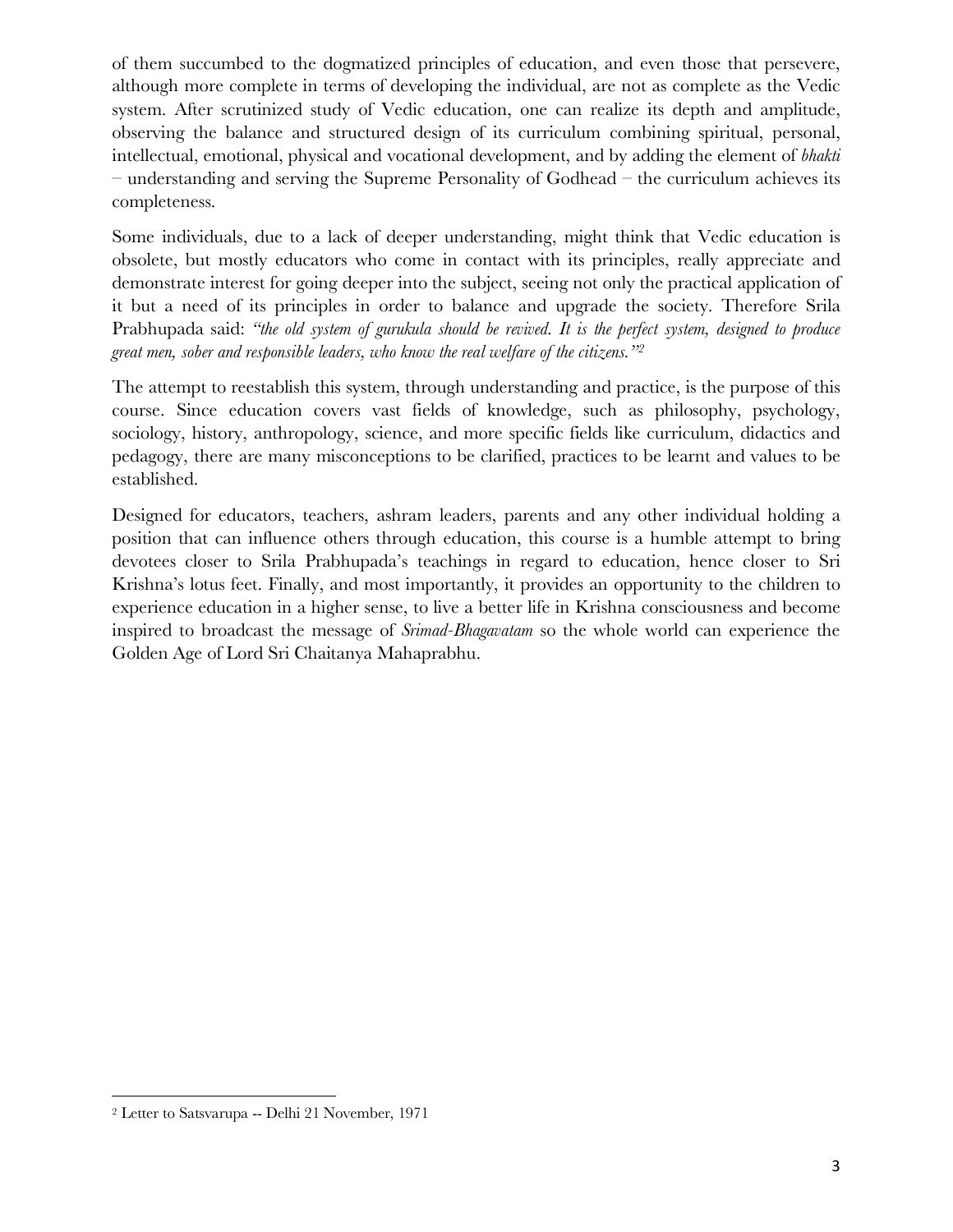of them succumbed to the dogmatized principles of education, and even those that persevere, although more complete in terms of developing the individual, are not as complete as the Vedic system. After scrutinized study of Vedic education, one can realize its depth and amplitude, observing the balance and structured design of its curriculum combining spiritual, personal, intellectual, emotional, physical and vocational development, and by adding the element of *bhakti* – understanding and serving the Supreme Personality of Godhead – the curriculum achieves its completeness.

Some individuals, due to a lack of deeper understanding, might think that Vedic education is obsolete, but mostly educators who come in contact with its principles, really appreciate and demonstrate interest for going deeper into the subject, seeing not only the practical application of it but a need of its principles in order to balance and upgrade the society. Therefore Srila Prabhupada said: *"the old system of gurukula should be revived. It is the perfect system, designed to produce great men, sober and responsible leaders, who know the real welfare of the citizens."*[2]

The attempt to reestablish this system, through understanding and practice, is the purpose of this course. Since education covers vast fields of knowledge, such as philosophy, psychology, sociology, history, anthropology, science, and more specific fields like curriculum, didactics and pedagogy, there are many misconceptions to be clarified, practices to be learnt and values to be established.

Designed for educators, teachers, ashram leaders, parents and any other individual holding a position that can influence others through education, this course is a humble attempt to bring devotees closer to Srila Prabhupada's teachings in regard to education, hence closer to Sri Krishna's lotus feet. Finally, and most importantly, it provides an opportunity to the children to experience education in a higher sense, to live a better life in Krishna consciousness and become inspired to broadcast the message of *Srimad-Bhagavatam* so the whole world can experience the Golden Age of Lord Sri Chaitanya Mahaprabhu.

---

[2] Letter to Satsvarupa -- Delhi 21 November, 1971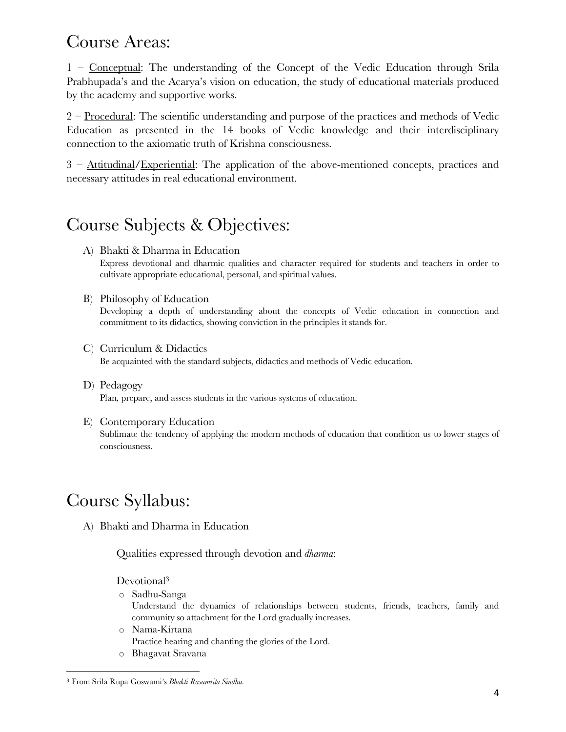# Course Areas:

1 – <u>Conceptual</u>: The understanding of the Concept of the Vedic Education through Srila Prabhupada's and the Acarya's vision on education, the study of educational materials produced by the academy and supportive works.

2 – <u>Procedural</u>: The scientific understanding and purpose of the practices and methods of Vedic Education as presented in the 14 books of Vedic knowledge and their interdisciplinary connection to the axiomatic truth of Krishna consciousness.

3 – <u>Attitudinal</u>/<u>Experiential</u>: The application of the above-mentioned concepts, practices and necessary attitudes in real educational environment.

# Course Subjects & Objectives:

A) Bhakti & Dharma in Education
   Express devotional and dharmic qualities and character required for students and teachers in order to cultivate appropriate educational, personal, and spiritual values.

B) Philosophy of Education
   Developing a depth of understanding about the concepts of Vedic education in connection and commitment to its didactics, showing conviction in the principles it stands for.

C) Curriculum & Didactics
   Be acquainted with the standard subjects, didactics and methods of Vedic education.

D) Pedagogy
   Plan, prepare, and assess students in the various systems of education.

E) Contemporary Education
   Sublimate the tendency of applying the modern methods of education that condition us to lower stages of consciousness.

# Course Syllabus:

A) Bhakti and Dharma in Education

Qualities expressed through devotion and *dharma*:

Devotional[3]

- Sadhu-Sanga
  Understand the dynamics of relationships between students, friends, teachers, family and community so attachment for the Lord gradually increases.
- Nama-Kirtana
  Practice hearing and chanting the glories of the Lord.
- Bhagavat Sravana

[3] From Srila Rupa Goswami's *Bhakti Rasamrita Sindhu*.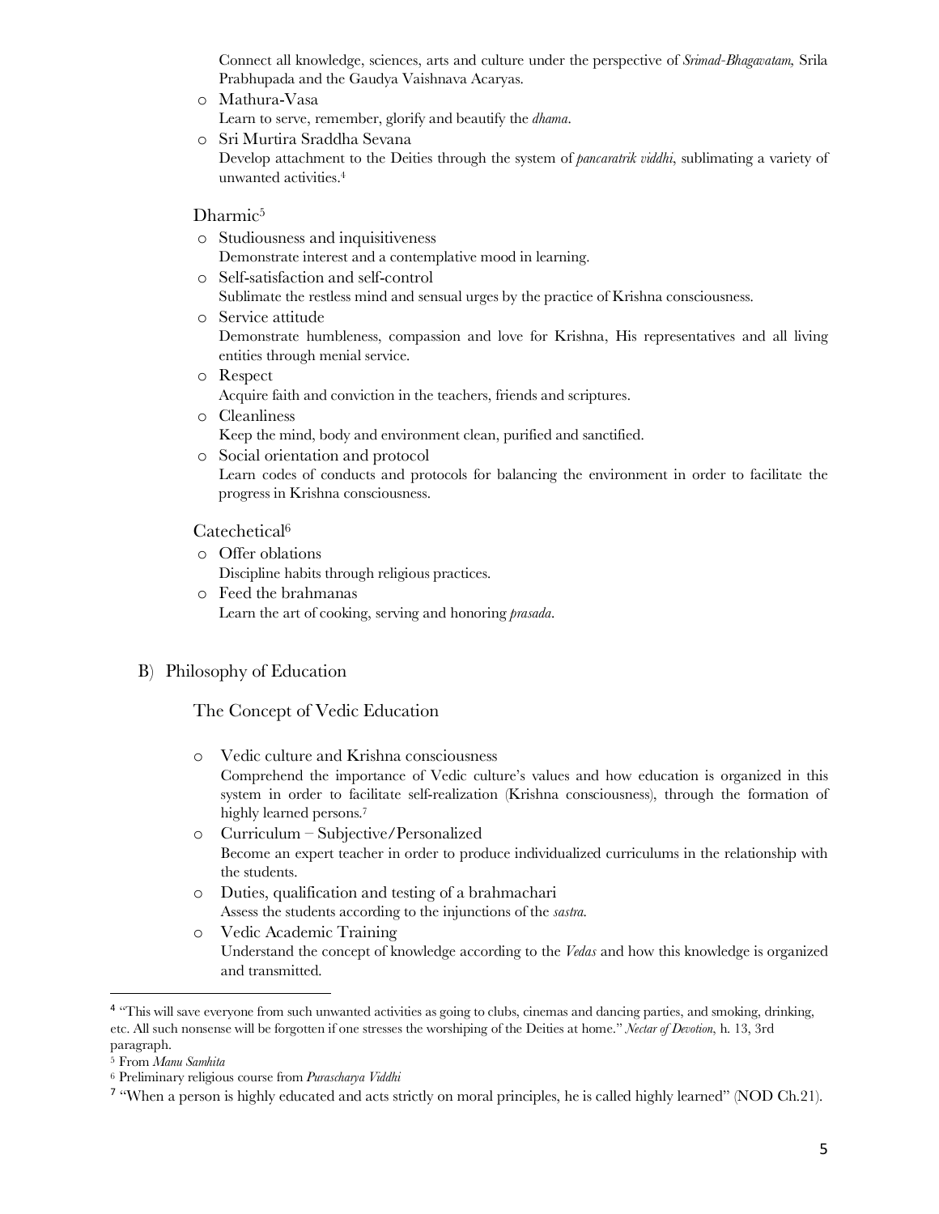Connect all knowledge, sciences, arts and culture under the perspective of *Srimad-Bhagavatam*, Srila Prabhupada and the Gaudya Vaishnava Acaryas.

- Mathura-Vasa
  Learn to serve, remember, glorify and beautify the *dhama*.
- Sri Murtira Sraddha Sevana
  Develop attachment to the Deities through the system of *pancaratrik viddhi*, sublimating a variety of unwanted activities.[4]

### Dharmic[5]

- Studiousness and inquisitiveness
  Demonstrate interest and a contemplative mood in learning.
- Self-satisfaction and self-control
  Sublimate the restless mind and sensual urges by the practice of Krishna consciousness.
- Service attitude
  Demonstrate humbleness, compassion and love for Krishna, His representatives and all living entities through menial service.
- Respect
  Acquire faith and conviction in the teachers, friends and scriptures.
- Cleanliness
  Keep the mind, body and environment clean, purified and sanctified.
- Social orientation and protocol
  Learn codes of conducts and protocols for balancing the environment in order to facilitate the progress in Krishna consciousness.

### Catechetical[6]

- Offer oblations
  Discipline habits through religious practices.
- Feed the brahmanas
  Learn the art of cooking, serving and honoring *prasada*.

## B) Philosophy of Education

### The Concept of Vedic Education

- Vedic culture and Krishna consciousness
  Comprehend the importance of Vedic culture's values and how education is organized in this system in order to facilitate self-realization (Krishna consciousness), through the formation of highly learned persons.[7]
- Curriculum – Subjective/Personalized
  Become an expert teacher in order to produce individualized curriculums in the relationship with the students.
- Duties, qualification and testing of a brahmachari
  Assess the students according to the injunctions of the *sastra*.
- Vedic Academic Training
  Understand the concept of knowledge according to the *Vedas* and how this knowledge is organized and transmitted.

---

[4] "This will save everyone from such unwanted activities as going to clubs, cinemas and dancing parties, and smoking, drinking, etc. All such nonsense will be forgotten if one stresses the worshiping of the Deities at home." *Nectar of Devotion*, h. 13, 3rd paragraph.

[5] From *Manu Samhita*

[6] Preliminary religious course from *Purascharya Viddhi*

[7] "When a person is highly educated and acts strictly on moral principles, he is called highly learned" (NOD Ch.21).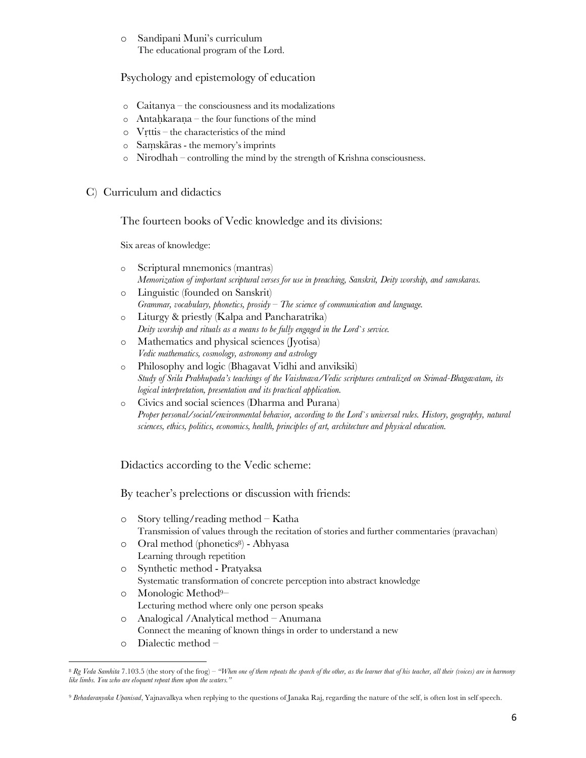- Sandipani Muni's curriculum
  The educational program of the Lord.

Psychology and epistemology of education

- Caitanya – the consciousness and its modalizations
- Antaḥkaraṇa – the four functions of the mind
- Vṛttis – the characteristics of the mind
- Saṃskāras - the memory's imprints
- Nirodhah – controlling the mind by the strength of Krishna consciousness.

## C) Curriculum and didactics

The fourteen books of Vedic knowledge and its divisions:

Six areas of knowledge:

- Scriptural mnemonics (mantras)
  *Memorization of important scriptural verses for use in preaching, Sanskrit, Deity worship, and samskaras.*
- Linguistic (founded on Sanskrit)
  *Grammar, vocabulary, phonetics, prosidy – The science of communication and language.*
- Liturgy & priestly (Kalpa and Pancharatrika)
  *Deity worship and rituals as a means to be fully engaged in the Lord`s service.*
- Mathematics and physical sciences (Jyotisa)
  *Vedic mathematics, cosmology, astronomy and astrology*
- Philosophy and logic (Bhagavat Vidhi and anviksiki)
  *Study of Srila Prabhupada's teachings of the Vaishnava/Vedic scriptures centralized on Srimad-Bhagavatam, its logical interpretation, presentation and its practical application.*
- Civics and social sciences (Dharma and Purana)
  *Proper personal/social/environmental behavior, according to the Lord`s universal rules. History, geography, natural sciences, ethics, politics, economics, health, principles of art, architecture and physical education.*

Didactics according to the Vedic scheme:

By teacher's prelections or discussion with friends:

- Story telling/reading method – Katha
  Transmission of values through the recitation of stories and further commentaries (pravachan)
- Oral method (phonetics[8]) - Abhyasa
  Learning through repetition
- Synthetic method - Pratyaksa
  Systematic transformation of concrete perception into abstract knowledge
- Monologic Method[9]–
  Lecturing method where only one person speaks
- Analogical /Analytical method – Anumana
  Connect the meaning of known things in order to understand a new
- Dialectic method –

---

[8] *Rg Veda Samhita* 7.103.5 (the story of the frog) – *"When one of them repeats the speech of the other, as the learner that of his teacher, all their (voices) are in harmony like limbs. You who are eloquent repeat them upon the waters."*

[9] *Brhadaranyaka Upanisad*, Yajnavalkya when replying to the questions of Janaka Raj, regarding the nature of the self, is often lost in self speech.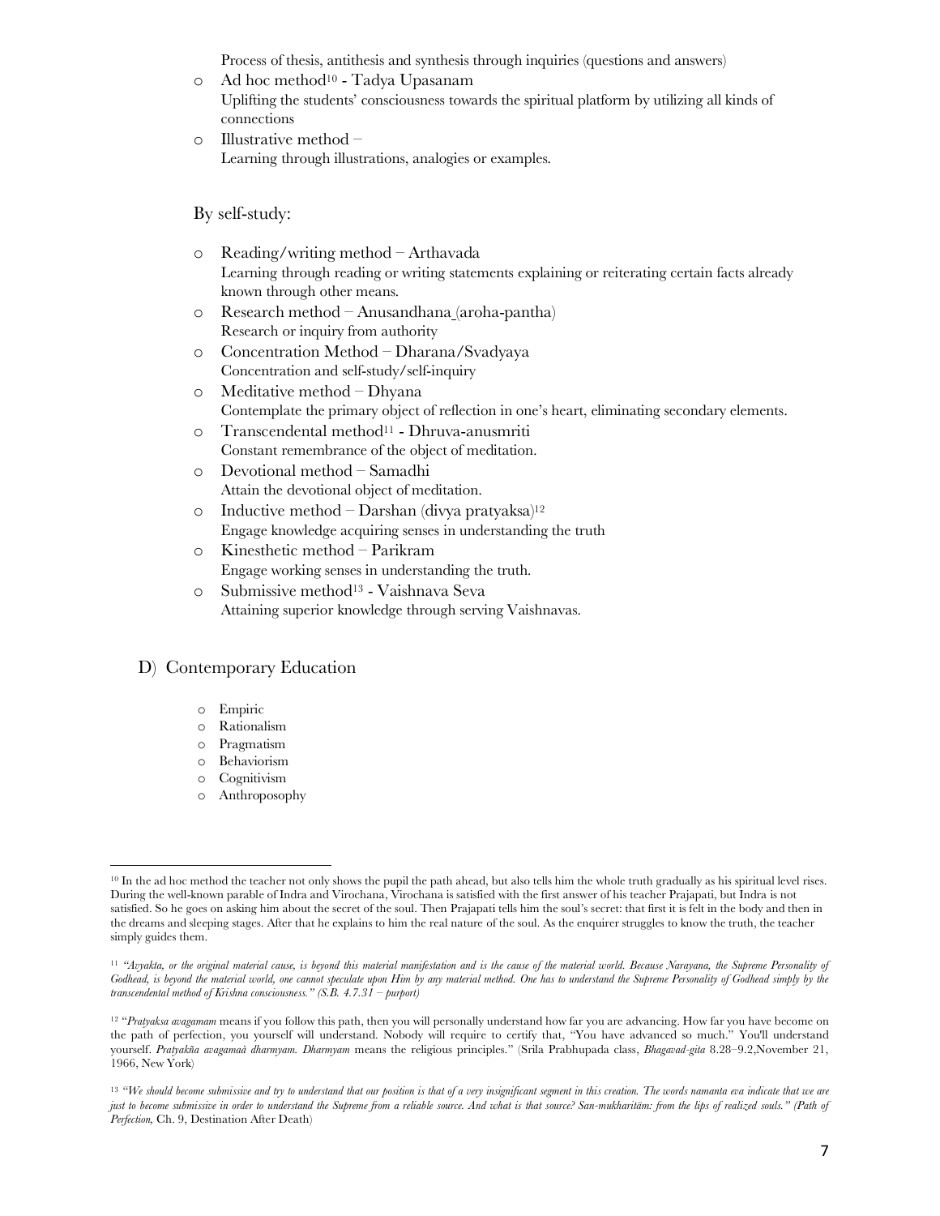Process of thesis, antithesis and synthesis through inquiries (questions and answers)

- Ad hoc method[10] - Tadya Upasanam
  Uplifting the students' consciousness towards the spiritual platform by utilizing all kinds of connections
- Illustrative method –
  Learning through illustrations, analogies or examples.

By self-study:

- Reading/writing method – Arthavada
  Learning through reading or writing statements explaining or reiterating certain facts already known through other means.
- Research method – Anusandhana (aroha-pantha)
  Research or inquiry from authority
- Concentration Method – Dharana/Svadyaya
  Concentration and self-study/self-inquiry
- Meditative method – Dhyana
  Contemplate the primary object of reflection in one's heart, eliminating secondary elements.
- Transcendental method[11] - Dhruva-anusmriti
  Constant remembrance of the object of meditation.
- Devotional method – Samadhi
  Attain the devotional object of meditation.
- Inductive method – Darshan (divya pratyaksa)[12]
  Engage knowledge acquiring senses in understanding the truth
- Kinesthetic method – Parikram
  Engage working senses in understanding the truth.
- Submissive method[13] - Vaishnava Seva
  Attaining superior knowledge through serving Vaishnavas.

## D) Contemporary Education

- Empiric
- Rationalism
- Pragmatism
- Behaviorism
- Cognitivism
- Anthroposophy

---

[10] In the ad hoc method the teacher not only shows the pupil the path ahead, but also tells him the whole truth gradually as his spiritual level rises. During the well-known parable of Indra and Virochana, Virochana is satisfied with the first answer of his teacher Prajapati, but Indra is not satisfied. So he goes on asking him about the secret of the soul. Then Prajapati tells him the soul's secret: that first it is felt in the body and then in the dreams and sleeping stages. After that he explains to him the real nature of the soul. As the enquirer struggles to know the truth, the teacher simply guides them.

[11] *"Avyakta, or the original material cause, is beyond this material manifestation and is the cause of the material world. Because Narayana, the Supreme Personality of Godhead, is beyond the material world, one cannot speculate upon Him by any material method. One has to understand the Supreme Personality of Godhead simply by the transcendental method of Krishna consciousness." (S.B. 4.7.31 – purport)*

[12] "*Pratyaksa avagamam* means if you follow this path, then you will personally understand how far you are advancing. How far you have become on the path of perfection, you yourself will understand. Nobody will require to certify that, "You have advanced so much." You'll understand yourself. *Pratyakña avagamaà dharmyam. Dharmyam* means the religious principles." (Srila Prabhupada class, *Bhagavad-gita* 8.28–9.2,November 21, 1966, New York)

[13] *"We should become submissive and try to understand that our position is that of a very insignificant segment in this creation. The words namanta eva indicate that we are just to become submissive in order to understand the Supreme from a reliable source. And what is that source? San-mukharitäm: from the lips of realized souls." (Path of Perfection,* Ch. 9, Destination After Death)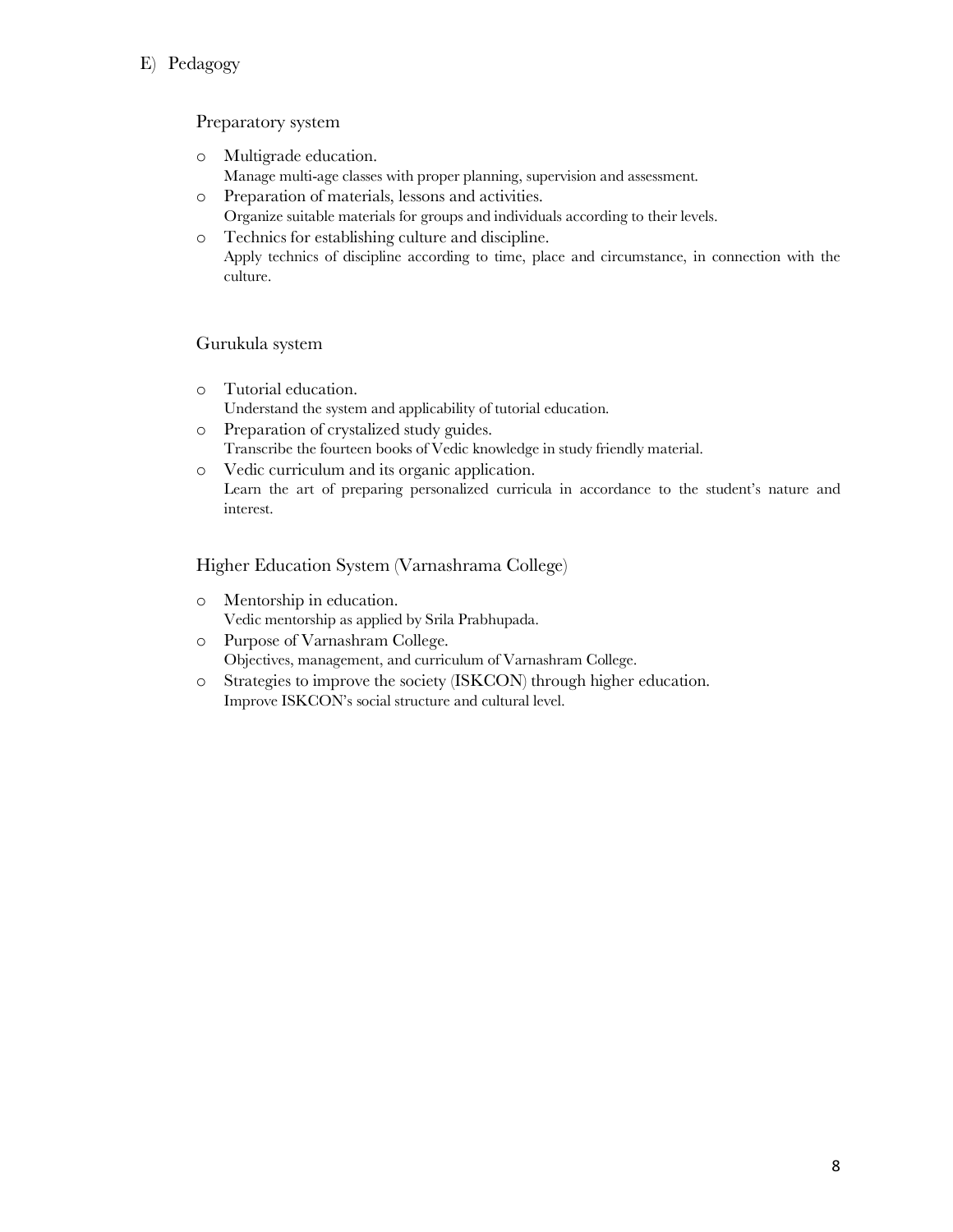## E) Pedagogy

### Preparatory system

- Multigrade education.
  Manage multi-age classes with proper planning, supervision and assessment.
- Preparation of materials, lessons and activities.
  Organize suitable materials for groups and individuals according to their levels.
- Technics for establishing culture and discipline.
  Apply technics of discipline according to time, place and circumstance, in connection with the culture.

### Gurukula system

- Tutorial education.
  Understand the system and applicability of tutorial education.
- Preparation of crystalized study guides.
  Transcribe the fourteen books of Vedic knowledge in study friendly material.
- Vedic curriculum and its organic application.
  Learn the art of preparing personalized curricula in accordance to the student's nature and interest.

### Higher Education System (Varnashrama College)

- Mentorship in education.
  Vedic mentorship as applied by Srila Prabhupada.
- Purpose of Varnashram College.
  Objectives, management, and curriculum of Varnashram College.
- Strategies to improve the society (ISKCON) through higher education.
  Improve ISKCON's social structure and cultural level.